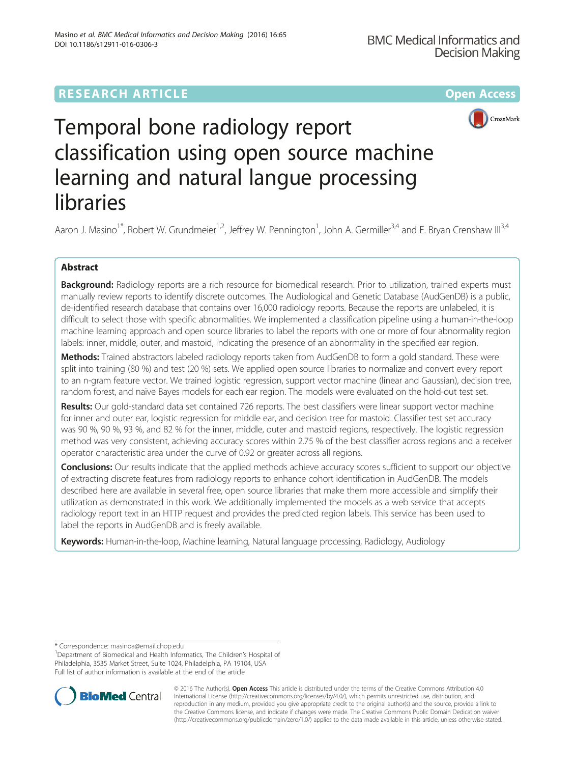RESEARCH ARTICLE | Open Access

# Temporal bone radiology report classification using open source machine learning and natural langue processing libraries

Aaron J. Masino[1*], Robert W. Grundmeier[1,2], Jeffrey W. Pennington[1], John A. Germiller[3,4] and E. Bryan Crenshaw III[3,4]

## Abstract

**Background:** Radiology reports are a rich resource for biomedical research. Prior to utilization, trained experts must manually review reports to identify discrete outcomes. The Audiological and Genetic Database (AudGenDB) is a public, de-identified research database that contains over 16,000 radiology reports. Because the reports are unlabeled, it is difficult to select those with specific abnormalities. We implemented a classification pipeline using a human-in-the-loop machine learning approach and open source libraries to label the reports with one or more of four abnormality region labels: inner, middle, outer, and mastoid, indicating the presence of an abnormality in the specified ear region.

**Methods:** Trained abstractors labeled radiology reports taken from AudGenDB to form a gold standard. These were split into training (80 %) and test (20 %) sets. We applied open source libraries to normalize and convert every report to an n-gram feature vector. We trained logistic regression, support vector machine (linear and Gaussian), decision tree, random forest, and naïve Bayes models for each ear region. The models were evaluated on the hold-out test set.

**Results:** Our gold-standard data set contained 726 reports. The best classifiers were linear support vector machine for inner and outer ear, logistic regression for middle ear, and decision tree for mastoid. Classifier test set accuracy was 90 %, 90 %, 93 %, and 82 % for the inner, middle, outer and mastoid regions, respectively. The logistic regression method was very consistent, achieving accuracy scores within 2.75 % of the best classifier across regions and a receiver operator characteristic area under the curve of 0.92 or greater across all regions.

**Conclusions:** Our results indicate that the applied methods achieve accuracy scores sufficient to support our objective of extracting discrete features from radiology reports to enhance cohort identification in AudGenDB. The models described here are available in several free, open source libraries that make them more accessible and simplify their utilization as demonstrated in this work. We additionally implemented the models as a web service that accepts radiology report text in an HTTP request and provides the predicted region labels. This service has been used to label the reports in AudGenDB and is freely available.

**Keywords:** Human-in-the-loop, Machine learning, Natural language processing, Radiology, Audiology

\* Correspondence: masinoa@email.chop.edu
[1]Department of Biomedical and Health Informatics, The Children's Hospital of Philadelphia, 3535 Market Street, Suite 1024, Philadelphia, PA 19104, USA
Full list of author information is available at the end of the article

© 2016 The Author(s). **Open Access** This article is distributed under the terms of the Creative Commons Attribution 4.0 International License (http://creativecommons.org/licenses/by/4.0/), which permits unrestricted use, distribution, and reproduction in any medium, provided you give appropriate credit to the original author(s) and the source, provide a link to the Creative Commons license, and indicate if changes were made. The Creative Commons Public Domain Dedication waiver (http://creativecommons.org/publicdomain/zero/1.0/) applies to the data made available in this article, unless otherwise stated.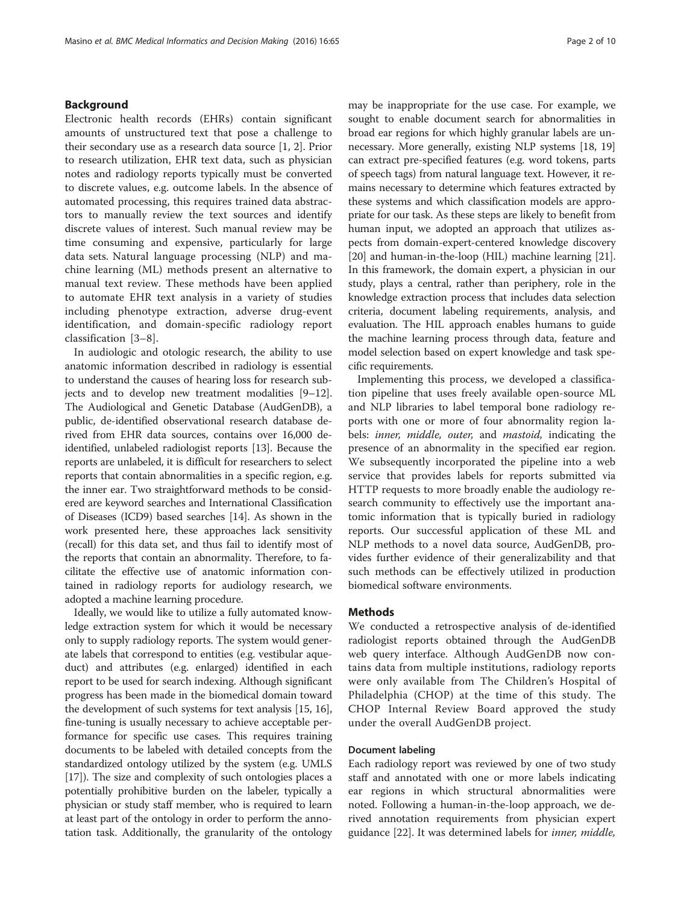## Background

Electronic health records (EHRs) contain significant amounts of unstructured text that pose a challenge to their secondary use as a research data source [1, 2]. Prior to research utilization, EHR text data, such as physician notes and radiology reports typically must be converted to discrete values, e.g. outcome labels. In the absence of automated processing, this requires trained data abstractors to manually review the text sources and identify discrete values of interest. Such manual review may be time consuming and expensive, particularly for large data sets. Natural language processing (NLP) and machine learning (ML) methods present an alternative to manual text review. These methods have been applied to automate EHR text analysis in a variety of studies including phenotype extraction, adverse drug-event identification, and domain-specific radiology report classification [3–8].

In audiologic and otologic research, the ability to use anatomic information described in radiology is essential to understand the causes of hearing loss for research subjects and to develop new treatment modalities [9–12]. The Audiological and Genetic Database (AudGenDB), a public, de-identified observational research database derived from EHR data sources, contains over 16,000 de-identified, unlabeled radiologist reports [13]. Because the reports are unlabeled, it is difficult for researchers to select reports that contain abnormalities in a specific region, e.g. the inner ear. Two straightforward methods to be considered are keyword searches and International Classification of Diseases (ICD9) based searches [14]. As shown in the work presented here, these approaches lack sensitivity (recall) for this data set, and thus fail to identify most of the reports that contain an abnormality. Therefore, to facilitate the effective use of anatomic information contained in radiology reports for audiology research, we adopted a machine learning procedure.

Ideally, we would like to utilize a fully automated knowledge extraction system for which it would be necessary only to supply radiology reports. The system would generate labels that correspond to entities (e.g. vestibular aqueduct) and attributes (e.g. enlarged) identified in each report to be used for search indexing. Although significant progress has been made in the biomedical domain toward the development of such systems for text analysis [15, 16], fine-tuning is usually necessary to achieve acceptable performance for specific use cases. This requires training documents to be labeled with detailed concepts from the standardized ontology utilized by the system (e.g. UMLS [17]). The size and complexity of such ontologies places a potentially prohibitive burden on the labeler, typically a physician or study staff member, who is required to learn at least part of the ontology in order to perform the annotation task. Additionally, the granularity of the ontology may be inappropriate for the use case. For example, we sought to enable document search for abnormalities in broad ear regions for which highly granular labels are unnecessary. More generally, existing NLP systems [18, 19] can extract pre-specified features (e.g. word tokens, parts of speech tags) from natural language text. However, it remains necessary to determine which features extracted by these systems and which classification models are appropriate for our task. As these steps are likely to benefit from human input, we adopted an approach that utilizes aspects from domain-expert-centered knowledge discovery [20] and human-in-the-loop (HIL) machine learning [21]. In this framework, the domain expert, a physician in our study, plays a central, rather than periphery, role in the knowledge extraction process that includes data selection criteria, document labeling requirements, analysis, and evaluation. The HIL approach enables humans to guide the machine learning process through data, feature and model selection based on expert knowledge and task specific requirements.

Implementing this process, we developed a classification pipeline that uses freely available open-source ML and NLP libraries to label temporal bone radiology reports with one or more of four abnormality region labels: *inner, middle, outer,* and *mastoid,* indicating the presence of an abnormality in the specified ear region. We subsequently incorporated the pipeline into a web service that provides labels for reports submitted via HTTP requests to more broadly enable the audiology research community to effectively use the important anatomic information that is typically buried in radiology reports. Our successful application of these ML and NLP methods to a novel data source, AudGenDB, provides further evidence of their generalizability and that such methods can be effectively utilized in production biomedical software environments.

## Methods

We conducted a retrospective analysis of de-identified radiologist reports obtained through the AudGenDB web query interface. Although AudGenDB now contains data from multiple institutions, radiology reports were only available from The Children's Hospital of Philadelphia (CHOP) at the time of this study. The CHOP Internal Review Board approved the study under the overall AudGenDB project.

### Document labeling

Each radiology report was reviewed by one of two study staff and annotated with one or more labels indicating ear regions in which structural abnormalities were noted. Following a human-in-the-loop approach, we derived annotation requirements from physician expert guidance [22]. It was determined labels for *inner, middle,*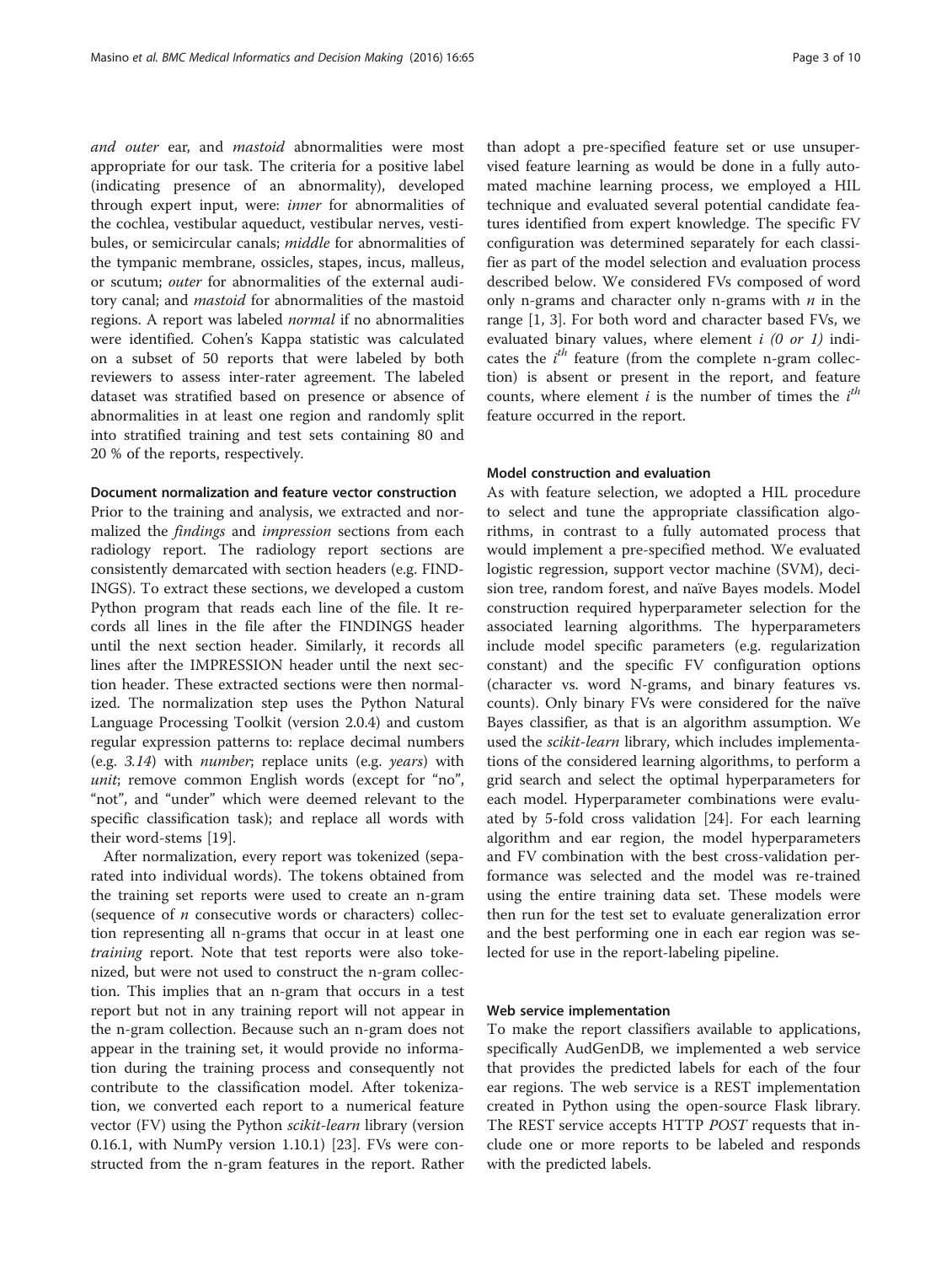*and outer* ear, and *mastoid* abnormalities were most appropriate for our task. The criteria for a positive label (indicating presence of an abnormality), developed through expert input, were: *inner* for abnormalities of the cochlea, vestibular aqueduct, vestibular nerves, vestibules, or semicircular canals; *middle* for abnormalities of the tympanic membrane, ossicles, stapes, incus, malleus, or scutum; *outer* for abnormalities of the external auditory canal; and *mastoid* for abnormalities of the mastoid regions. A report was labeled *normal* if no abnormalities were identified. Cohen's Kappa statistic was calculated on a subset of 50 reports that were labeled by both reviewers to assess inter-rater agreement. The labeled dataset was stratified based on presence or absence of abnormalities in at least one region and randomly split into stratified training and test sets containing 80 and 20 % of the reports, respectively.

#### Document normalization and feature vector construction

Prior to the training and analysis, we extracted and normalized the *findings* and *impression* sections from each radiology report. The radiology report sections are consistently demarcated with section headers (e.g. FINDINGS). To extract these sections, we developed a custom Python program that reads each line of the file. It records all lines in the file after the FINDINGS header until the next section header. Similarly, it records all lines after the IMPRESSION header until the next section header. These extracted sections were then normalized. The normalization step uses the Python Natural Language Processing Toolkit (version 2.0.4) and custom regular expression patterns to: replace decimal numbers (e.g. *3.14*) with *number*; replace units (e.g. *years*) with *unit*; remove common English words (except for "no", "not", and "under" which were deemed relevant to the specific classification task); and replace all words with their word-stems [19].

After normalization, every report was tokenized (separated into individual words). The tokens obtained from the training set reports were used to create an n-gram (sequence of *n* consecutive words or characters) collection representing all n-grams that occur in at least one *training* report. Note that test reports were also tokenized, but were not used to construct the n-gram collection. This implies that an n-gram that occurs in a test report but not in any training report will not appear in the n-gram collection. Because such an n-gram does not appear in the training set, it would provide no information during the training process and consequently not contribute to the classification model. After tokenization, we converted each report to a numerical feature vector (FV) using the Python *scikit-learn* library (version 0.16.1, with NumPy version 1.10.1) [23]. FVs were constructed from the n-gram features in the report. Rather than adopt a pre-specified feature set or use unsupervised feature learning as would be done in a fully automated machine learning process, we employed a HIL technique and evaluated several potential candidate features identified from expert knowledge. The specific FV configuration was determined separately for each classifier as part of the model selection and evaluation process described below. We considered FVs composed of word only n-grams and character only n-grams with $n$ in the range [1, 3]. For both word and character based FVs, we evaluated binary values, where element $i$ *(0 or 1)* indicates the $i^{th}$ feature (from the complete n-gram collection) is absent or present in the report, and feature counts, where element $i$ is the number of times the $i^{th}$ feature occurred in the report.

#### Model construction and evaluation

As with feature selection, we adopted a HIL procedure to select and tune the appropriate classification algorithms, in contrast to a fully automated process that would implement a pre-specified method. We evaluated logistic regression, support vector machine (SVM), decision tree, random forest, and naïve Bayes models. Model construction required hyperparameter selection for the associated learning algorithms. The hyperparameters include model specific parameters (e.g. regularization constant) and the specific FV configuration options (character vs. word N-grams, and binary features vs. counts). Only binary FVs were considered for the naïve Bayes classifier, as that is an algorithm assumption. We used the *scikit-learn* library, which includes implementations of the considered learning algorithms, to perform a grid search and select the optimal hyperparameters for each model. Hyperparameter combinations were evaluated by 5-fold cross validation [24]. For each learning algorithm and ear region, the model hyperparameters and FV combination with the best cross-validation performance was selected and the model was re-trained using the entire training data set. These models were then run for the test set to evaluate generalization error and the best performing one in each ear region was selected for use in the report-labeling pipeline.

#### Web service implementation

To make the report classifiers available to applications, specifically AudGenDB, we implemented a web service that provides the predicted labels for each of the four ear regions. The web service is a REST implementation created in Python using the open-source Flask library. The REST service accepts HTTP *POST* requests that include one or more reports to be labeled and responds with the predicted labels.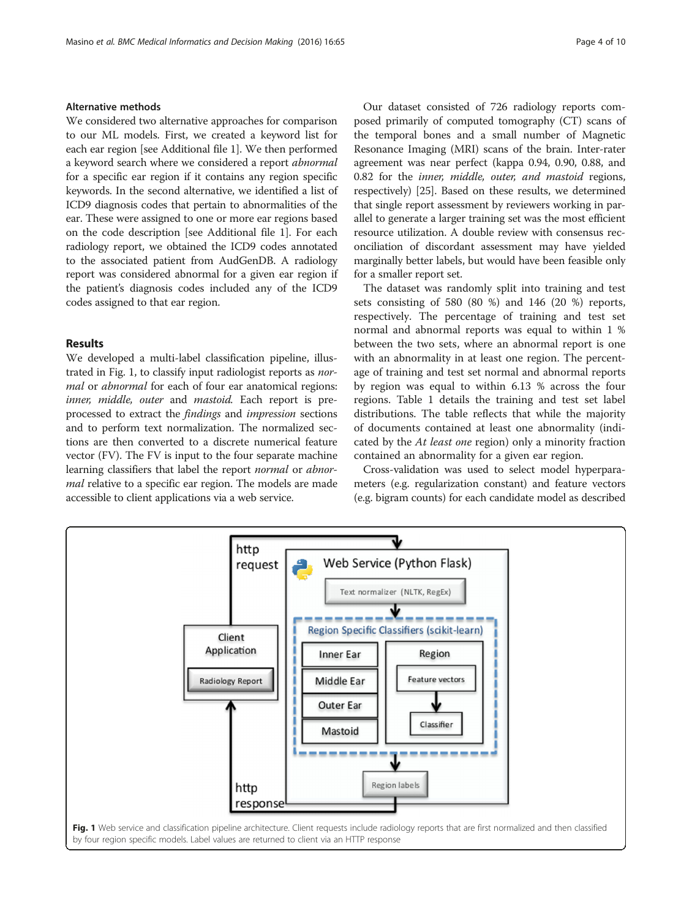### Alternative methods

We considered two alternative approaches for comparison to our ML models. First, we created a keyword list for each ear region [see Additional file 1]. We then performed a keyword search where we considered a report *abnormal* for a specific ear region if it contains any region specific keywords. In the second alternative, we identified a list of ICD9 diagnosis codes that pertain to abnormalities of the ear. These were assigned to one or more ear regions based on the code description [see Additional file 1]. For each radiology report, we obtained the ICD9 codes annotated to the associated patient from AudGenDB. A radiology report was considered abnormal for a given ear region if the patient's diagnosis codes included any of the ICD9 codes assigned to that ear region.

## Results

We developed a multi-label classification pipeline, illustrated in Fig. 1, to classify input radiologist reports as *normal* or *abnormal* for each of four ear anatomical regions: *inner, middle, outer* and *mastoid*. Each report is pre-processed to extract the *findings* and *impression* sections and to perform text normalization. The normalized sections are then converted to a discrete numerical feature vector (FV). The FV is input to the four separate machine learning classifiers that label the report *normal* or *abnormal* relative to a specific ear region. The models are made accessible to client applications via a web service.

Our dataset consisted of 726 radiology reports composed primarily of computed tomography (CT) scans of the temporal bones and a small number of Magnetic Resonance Imaging (MRI) scans of the brain. Inter-rater agreement was near perfect (kappa 0.94, 0.90, 0.88, and 0.82 for the *inner, middle, outer, and mastoid* regions, respectively) [25]. Based on these results, we determined that single report assessment by reviewers working in parallel to generate a larger training set was the most efficient resource utilization. A double review with consensus reconciliation of discordant assessment may have yielded marginally better labels, but would have been feasible only for a smaller report set.

The dataset was randomly split into training and test sets consisting of 580 (80 %) and 146 (20 %) reports, respectively. The percentage of training and test set normal and abnormal reports was equal to within 1 % between the two sets, where an abnormal report is one with an abnormality in at least one region. The percentage of training and test set normal and abnormal reports by region was equal to within 6.13 % across the four regions. Table 1 details the training and test set label distributions. The table reflects that while the majority of documents contained at least one abnormality (indicated by the *At least one* region) only a minority fraction contained an abnormality for a given ear region.

Cross-validation was used to select model hyperparameters (e.g. regularization constant) and feature vectors (e.g. bigram counts) for each candidate model as described

**Fig. 1** Web service and classification pipeline architecture. Client requests include radiology reports that are first normalized and then classified by four region specific models. Label values are returned to client via an HTTP response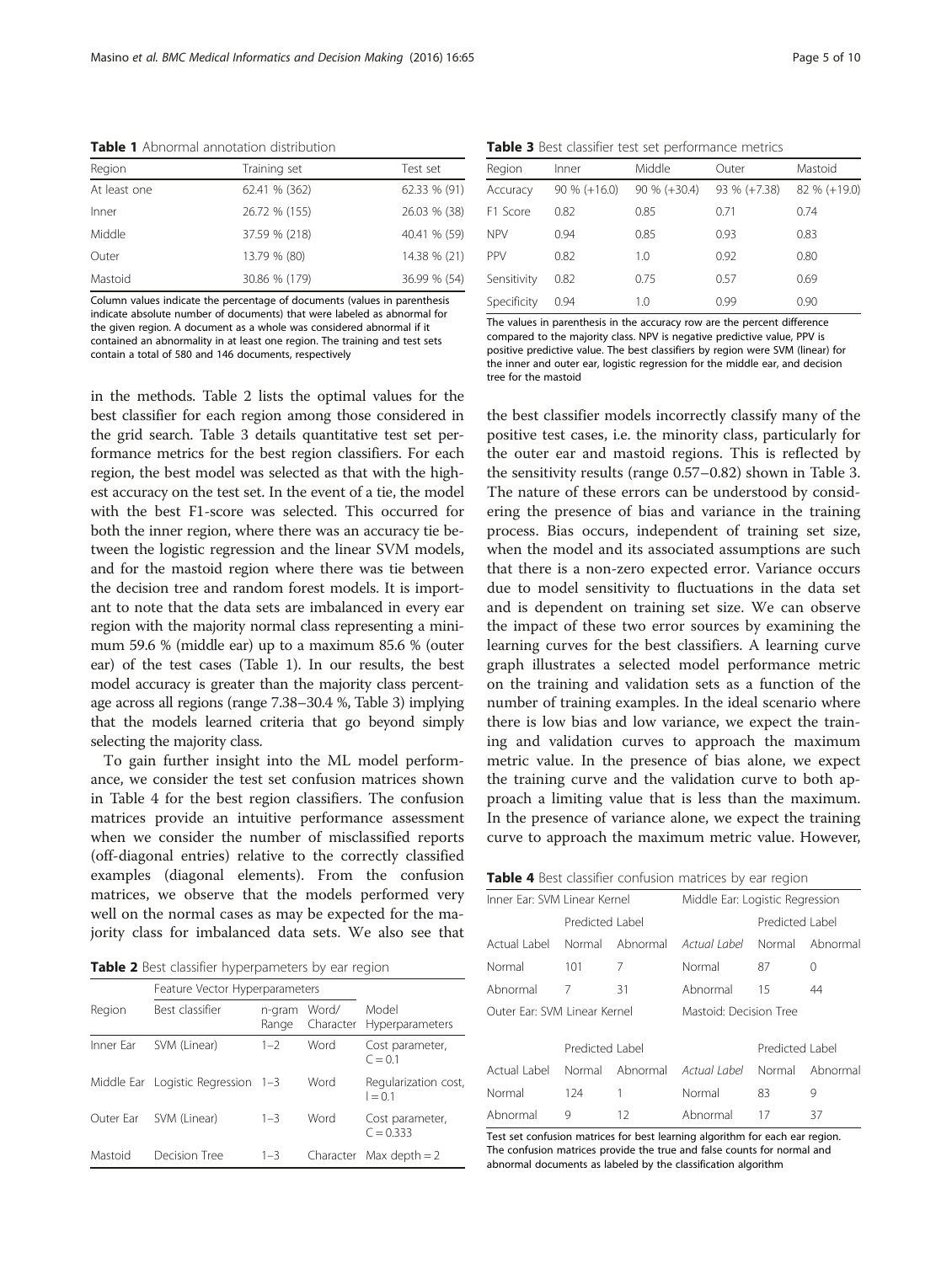**Table 1** Abnormal annotation distribution

| Region | Training set | Test set |
|---|---|---|
| At least one | 62.41 % (362) | 62.33 % (91) |
| Inner | 26.72 % (155) | 26.03 % (38) |
| Middle | 37.59 % (218) | 40.41 % (59) |
| Outer | 13.79 % (80) | 14.38 % (21) |
| Mastoid | 30.86 % (179) | 36.99 % (54) |

Column values indicate the percentage of documents (values in parenthesis indicate absolute number of documents) that were labeled as abnormal for the given region. A document as a whole was considered abnormal if it contained an abnormality in at least one region. The training and test sets contain a total of 580 and 146 documents, respectively

in the methods. Table 2 lists the optimal values for the best classifier for each region among those considered in the grid search. Table 3 details quantitative test set performance metrics for the best region classifiers. For each region, the best model was selected as that with the highest accuracy on the test set. In the event of a tie, the model with the best F1-score was selected. This occurred for both the inner region, where there was an accuracy tie between the logistic regression and the linear SVM models, and for the mastoid region where there was tie between the decision tree and random forest models. It is important to note that the data sets are imbalanced in every ear region with the majority normal class representing a minimum 59.6 % (middle ear) up to a maximum 85.6 % (outer ear) of the test cases (Table 1). In our results, the best model accuracy is greater than the majority class percentage across all regions (range 7.38–30.4 %, Table 3) implying that the models learned criteria that go beyond simply selecting the majority class.

To gain further insight into the ML model performance, we consider the test set confusion matrices shown in Table 4 for the best region classifiers. The confusion matrices provide an intuitive performance assessment when we consider the number of misclassified reports (off-diagonal entries) relative to the correctly classified examples (diagonal elements). From the confusion matrices, we observe that the models performed very well on the normal cases as may be expected for the majority class for imbalanced data sets. We also see that

**Table 2** Best classifier hyperparameters by ear region

| | Feature Vector Hyperparameters | | | |
|---|---|---|---|---|
| Region | Best classifier | n-gram Range | Word/ Character | Model Hyperparameters |
| Inner Ear | SVM (Linear) | 1–2 | Word | Cost parameter, C = 0.1 |
| Middle Ear | Logistic Regression | 1–3 | Word | Regularization cost, l = 0.1 |
| Outer Ear | SVM (Linear) | 1–3 | Word | Cost parameter, C = 0.333 |
| Mastoid | Decision Tree | 1–3 | Character | Max depth = 2 |

**Table 3** Best classifier test set performance metrics

| Region | Inner | Middle | Outer | Mastoid |
|---|---|---|---|---|
| Accuracy | 90 % (+16.0) | 90 % (+30.4) | 93 % (+7.38) | 82 % (+19.0) |
| F1 Score | 0.82 | 0.85 | 0.71 | 0.74 |
| NPV | 0.94 | 0.85 | 0.93 | 0.83 |
| PPV | 0.82 | 1.0 | 0.92 | 0.80 |
| Sensitivity | 0.82 | 0.75 | 0.57 | 0.69 |
| Specificity | 0.94 | 1.0 | 0.99 | 0.90 |

The values in parenthesis in the accuracy row are the percent difference compared to the majority class. NPV is negative predictive value, PPV is positive predictive value. The best classifiers by region were SVM (linear) for the inner and outer ear, logistic regression for the middle ear, and decision tree for the mastoid

the best classifier models incorrectly classify many of the positive test cases, i.e. the minority class, particularly for the outer ear and mastoid regions. This is reflected by the sensitivity results (range 0.57–0.82) shown in Table 3. The nature of these errors can be understood by considering the presence of bias and variance in the training process. Bias occurs, independent of training set size, when the model and its associated assumptions are such that there is a non-zero expected error. Variance occurs due to model sensitivity to fluctuations in the data set and is dependent on training set size. We can observe the impact of these two error sources by examining the learning curves for the best classifiers. A learning curve graph illustrates a selected model performance metric on the training and validation sets as a function of the number of training examples. In the ideal scenario where there is low bias and low variance, we expect the training and validation curves to approach the maximum metric value. In the presence of bias alone, we expect the training curve and the validation curve to both approach a limiting value that is less than the maximum. In the presence of variance alone, we expect the training curve to approach the maximum metric value. However,

**Table 4** Best classifier confusion matrices by ear region

| Inner Ear: SVM Linear Kernel | | | Middle Ear: Logistic Regression | | |
|---|---|---|---|---|---|
| | Predicted Label | | | Predicted Label | |
| Actual Label | Normal | Abnormal | *Actual Label* | Normal | Abnormal |
| Normal | 101 | 7 | Normal | 87 | 0 |
| Abnormal | 7 | 31 | Abnormal | 15 | 44 |
| **Outer Ear: SVM Linear Kernel** | | | **Mastoid: Decision Tree** | | |
| | Predicted Label | | | Predicted Label | |
| Actual Label | Normal | Abnormal | *Actual Label* | Normal | Abnormal |
| Normal | 124 | 1 | Normal | 83 | 9 |
| Abnormal | 9 | 12 | Abnormal | 17 | 37 |

Test set confusion matrices for best learning algorithm for each ear region. The confusion matrices provide the true and false counts for normal and abnormal documents as labeled by the classification algorithm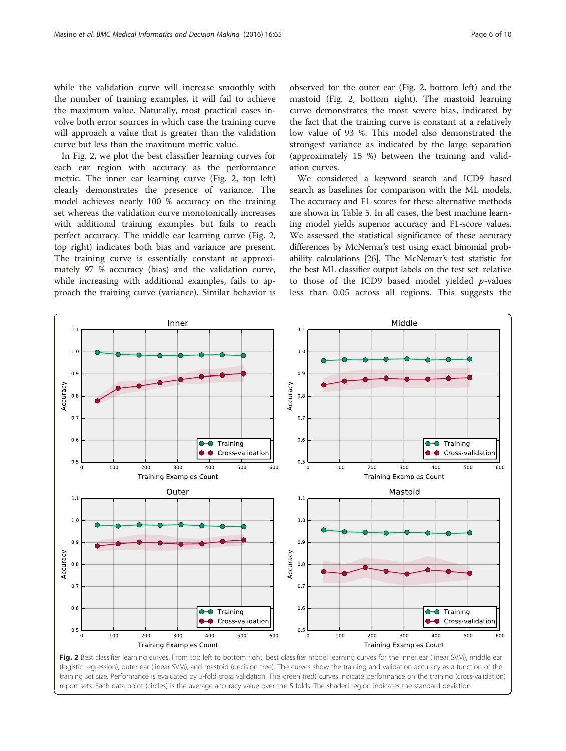while the validation curve will increase smoothly with the number of training examples, it will fail to achieve the maximum value. Naturally, most practical cases involve both error sources in which case the training curve will approach a value that is greater than the validation curve but less than the maximum metric value.

In Fig. 2, we plot the best classifier learning curves for each ear region with accuracy as the performance metric. The inner ear learning curve (Fig. 2, top left) clearly demonstrates the presence of variance. The model achieves nearly 100 % accuracy on the training set whereas the validation curve monotonically increases with additional training examples but fails to reach perfect accuracy. The middle ear learning curve (Fig. 2, top right) indicates both bias and variance are present. The training curve is essentially constant at approximately 97 % accuracy (bias) and the validation curve, while increasing with additional examples, fails to approach the training curve (variance). Similar behavior is observed for the outer ear (Fig. 2, bottom left) and the mastoid (Fig. 2, bottom right). The mastoid learning curve demonstrates the most severe bias, indicated by the fact that the training curve is constant at a relatively low value of 93 %. This model also demonstrated the strongest variance as indicated by the large separation (approximately 15 %) between the training and validation curves.

We considered a keyword search and ICD9 based search as baselines for comparison with the ML models. The accuracy and F1-scores for these alternative methods are shown in Table 5. In all cases, the best machine learning model yields superior accuracy and F1-score values. We assessed the statistical significance of these accuracy differences by McNemar's test using exact binomial probability calculations [26]. The McNemar's test statistic for the best ML classifier output labels on the test set relative to those of the ICD9 based model yielded *p*-values less than 0.05 across all regions. This suggests the

**Fig. 2** Best classifier learning curves. From top left to bottom right, best classifier model learning curves for the inner ear (linear SVM), middle ear (logistic regression), outer ear (linear SVM), and mastoid (decision tree). The curves show the training and validation accuracy as a function of the training set size. Performance is evaluated by 5-fold cross validation. The green (red) curves indicate performance on the training (cross-validation) report sets. Each data point (circles) is the average accuracy value over the 5 folds. The shaded region indicates the standard deviation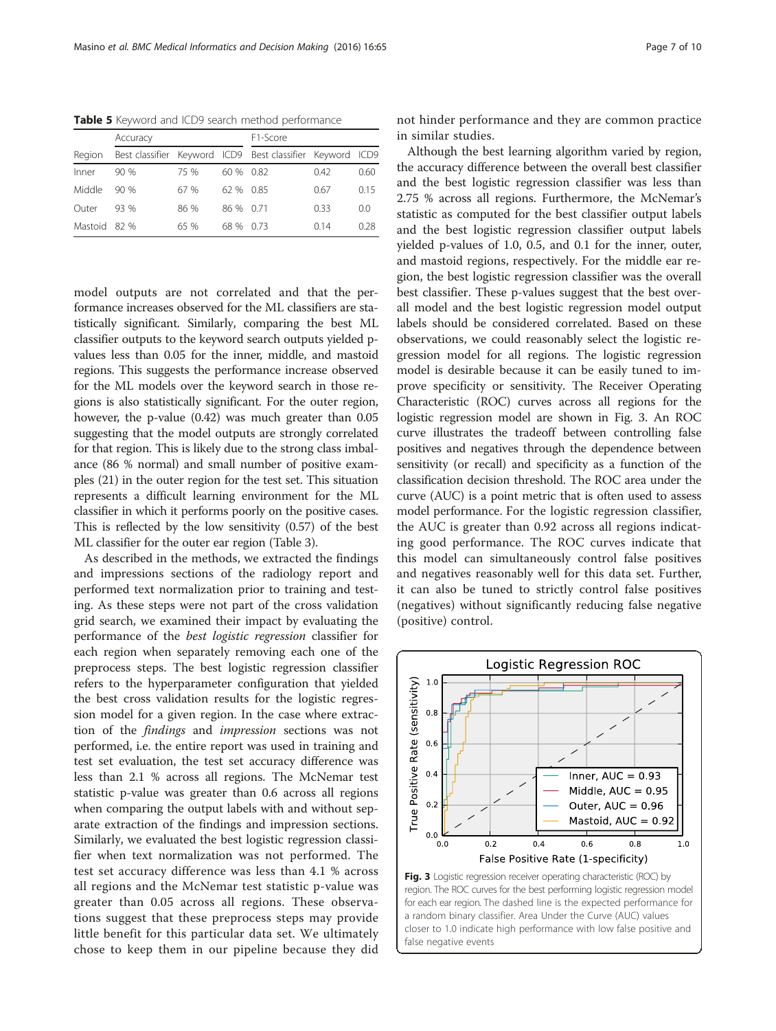**Table 5** Keyword and ICD9 search method performance

| | Accuracy | | | F1-Score | | |
|---|---|---|---|---|---|---|
| Region | Best classifier | Keyword | ICD9 | Best classifier | Keyword | ICD9 |
| Inner | 90 % | 75 % | 60 % | 0.82 | 0.42 | 0.60 |
| Middle | 90 % | 67 % | 62 % | 0.85 | 0.67 | 0.15 |
| Outer | 93 % | 86 % | 86 % | 0.71 | 0.33 | 0.0 |
| Mastoid | 82 % | 65 % | 68 % | 0.73 | 0.14 | 0.28 |

model outputs are not correlated and that the performance increases observed for the ML classifiers are statistically significant. Similarly, comparing the best ML classifier outputs to the keyword search outputs yielded p-values less than 0.05 for the inner, middle, and mastoid regions. This suggests the performance increase observed for the ML models over the keyword search in those regions is also statistically significant. For the outer region, however, the p-value (0.42) was much greater than 0.05 suggesting that the model outputs are strongly correlated for that region. This is likely due to the strong class imbalance (86 % normal) and small number of positive examples (21) in the outer region for the test set. This situation represents a difficult learning environment for the ML classifier in which it performs poorly on the positive cases. This is reflected by the low sensitivity (0.57) of the best ML classifier for the outer ear region (Table 3).

As described in the methods, we extracted the findings and impressions sections of the radiology report and performed text normalization prior to training and testing. As these steps were not part of the cross validation grid search, we examined their impact by evaluating the performance of the *best logistic regression* classifier for each region when separately removing each one of the preprocess steps. The best logistic regression classifier refers to the hyperparameter configuration that yielded the best cross validation results for the logistic regression model for a given region. In the case where extraction of the *findings* and *impression* sections was not performed, i.e. the entire report was used in training and test set evaluation, the test set accuracy difference was less than 2.1 % across all regions. The McNemar test statistic p-value was greater than 0.6 across all regions when comparing the output labels with and without separate extraction of the findings and impression sections. Similarly, we evaluated the best logistic regression classifier when text normalization was not performed. The test set accuracy difference was less than 4.1 % across all regions and the McNemar test statistic p-value was greater than 0.05 across all regions. These observations suggest that these preprocess steps may provide little benefit for this particular data set. We ultimately chose to keep them in our pipeline because they did not hinder performance and they are common practice in similar studies.

Although the best learning algorithm varied by region, the accuracy difference between the overall best classifier and the best logistic regression classifier was less than 2.75 % across all regions. Furthermore, the McNemar's statistic as computed for the best classifier output labels and the best logistic regression classifier output labels yielded p-values of 1.0, 0.5, and 0.1 for the inner, outer, and mastoid regions, respectively. For the middle ear region, the best logistic regression classifier was the overall best classifier. These p-values suggest that the best overall model and the best logistic regression model output labels should be considered correlated. Based on these observations, we could reasonably select the logistic regression model for all regions. The logistic regression model is desirable because it can be easily tuned to improve specificity or sensitivity. The Receiver Operating Characteristic (ROC) curves across all regions for the logistic regression model are shown in Fig. 3. An ROC curve illustrates the tradeoff between controlling false positives and negatives through the dependence between sensitivity (or recall) and specificity as a function of the classification decision threshold. The ROC area under the curve (AUC) is a point metric that is often used to assess model performance. For the logistic regression classifier, the AUC is greater than 0.92 across all regions indicating good performance. The ROC curves indicate that this model can simultaneously control false positives and negatives reasonably well for this data set. Further, it can also be tuned to strictly control false positives (negatives) without significantly reducing false negative (positive) control.

**Fig. 3** Logistic regression receiver operating characteristic (ROC) by region. The ROC curves for the best performing logistic regression model for each ear region. The dashed line is the expected performance for a random binary classifier. Area Under the Curve (AUC) values closer to 1.0 indicate high performance with low false positive and false negative events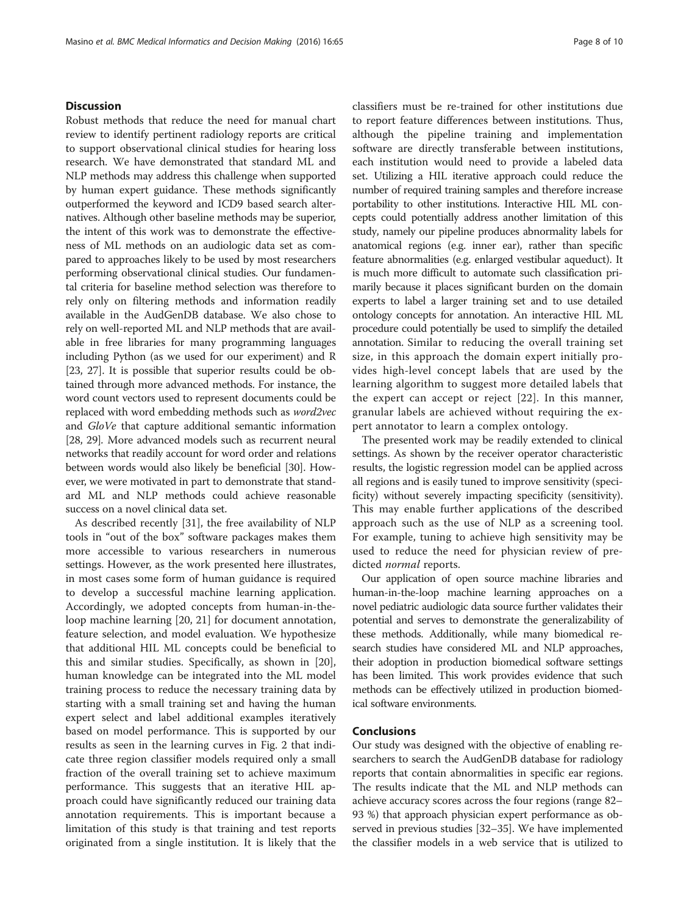## Discussion

Robust methods that reduce the need for manual chart review to identify pertinent radiology reports are critical to support observational clinical studies for hearing loss research. We have demonstrated that standard ML and NLP methods may address this challenge when supported by human expert guidance. These methods significantly outperformed the keyword and ICD9 based search alternatives. Although other baseline methods may be superior, the intent of this work was to demonstrate the effectiveness of ML methods on an audiologic data set as compared to approaches likely to be used by most researchers performing observational clinical studies. Our fundamental criteria for baseline method selection was therefore to rely only on filtering methods and information readily available in the AudGenDB database. We also chose to rely on well-reported ML and NLP methods that are available in free libraries for many programming languages including Python (as we used for our experiment) and R [23, 27]. It is possible that superior results could be obtained through more advanced methods. For instance, the word count vectors used to represent documents could be replaced with word embedding methods such as *word2vec* and *GloVe* that capture additional semantic information [28, 29]. More advanced models such as recurrent neural networks that readily account for word order and relations between words would also likely be beneficial [30]. However, we were motivated in part to demonstrate that standard ML and NLP methods could achieve reasonable success on a novel clinical data set.

As described recently [31], the free availability of NLP tools in "out of the box" software packages makes them more accessible to various researchers in numerous settings. However, as the work presented here illustrates, in most cases some form of human guidance is required to develop a successful machine learning application. Accordingly, we adopted concepts from human-in-the-loop machine learning [20, 21] for document annotation, feature selection, and model evaluation. We hypothesize that additional HIL ML concepts could be beneficial to this and similar studies. Specifically, as shown in [20], human knowledge can be integrated into the ML model training process to reduce the necessary training data by starting with a small training set and having the human expert select and label additional examples iteratively based on model performance. This is supported by our results as seen in the learning curves in Fig. 2 that indicate three region classifier models required only a small fraction of the overall training set to achieve maximum performance. This suggests that an iterative HIL approach could have significantly reduced our training data annotation requirements. This is important because a limitation of this study is that training and test reports originated from a single institution. It is likely that the classifiers must be re-trained for other institutions due to report feature differences between institutions. Thus, although the pipeline training and implementation software are directly transferable between institutions, each institution would need to provide a labeled data set. Utilizing a HIL iterative approach could reduce the number of required training samples and therefore increase portability to other institutions. Interactive HIL ML concepts could potentially address another limitation of this study, namely our pipeline produces abnormality labels for anatomical regions (e.g. inner ear), rather than specific feature abnormalities (e.g. enlarged vestibular aqueduct). It is much more difficult to automate such classification primarily because it places significant burden on the domain experts to label a larger training set and to use detailed ontology concepts for annotation. An interactive HIL ML procedure could potentially be used to simplify the detailed annotation. Similar to reducing the overall training set size, in this approach the domain expert initially provides high-level concept labels that are used by the learning algorithm to suggest more detailed labels that the expert can accept or reject [22]. In this manner, granular labels are achieved without requiring the expert annotator to learn a complex ontology.

The presented work may be readily extended to clinical settings. As shown by the receiver operator characteristic results, the logistic regression model can be applied across all regions and is easily tuned to improve sensitivity (specificity) without severely impacting specificity (sensitivity). This may enable further applications of the described approach such as the use of NLP as a screening tool. For example, tuning to achieve high sensitivity may be used to reduce the need for physician review of predicted *normal* reports.

Our application of open source machine libraries and human-in-the-loop machine learning approaches on a novel pediatric audiologic data source further validates their potential and serves to demonstrate the generalizability of these methods. Additionally, while many biomedical research studies have considered ML and NLP approaches, their adoption in production biomedical software settings has been limited. This work provides evidence that such methods can be effectively utilized in production biomedical software environments.

## Conclusions

Our study was designed with the objective of enabling researchers to search the AudGenDB database for radiology reports that contain abnormalities in specific ear regions. The results indicate that the ML and NLP methods can achieve accuracy scores across the four regions (range 82–93 %) that approach physician expert performance as observed in previous studies [32–35]. We have implemented the classifier models in a web service that is utilized to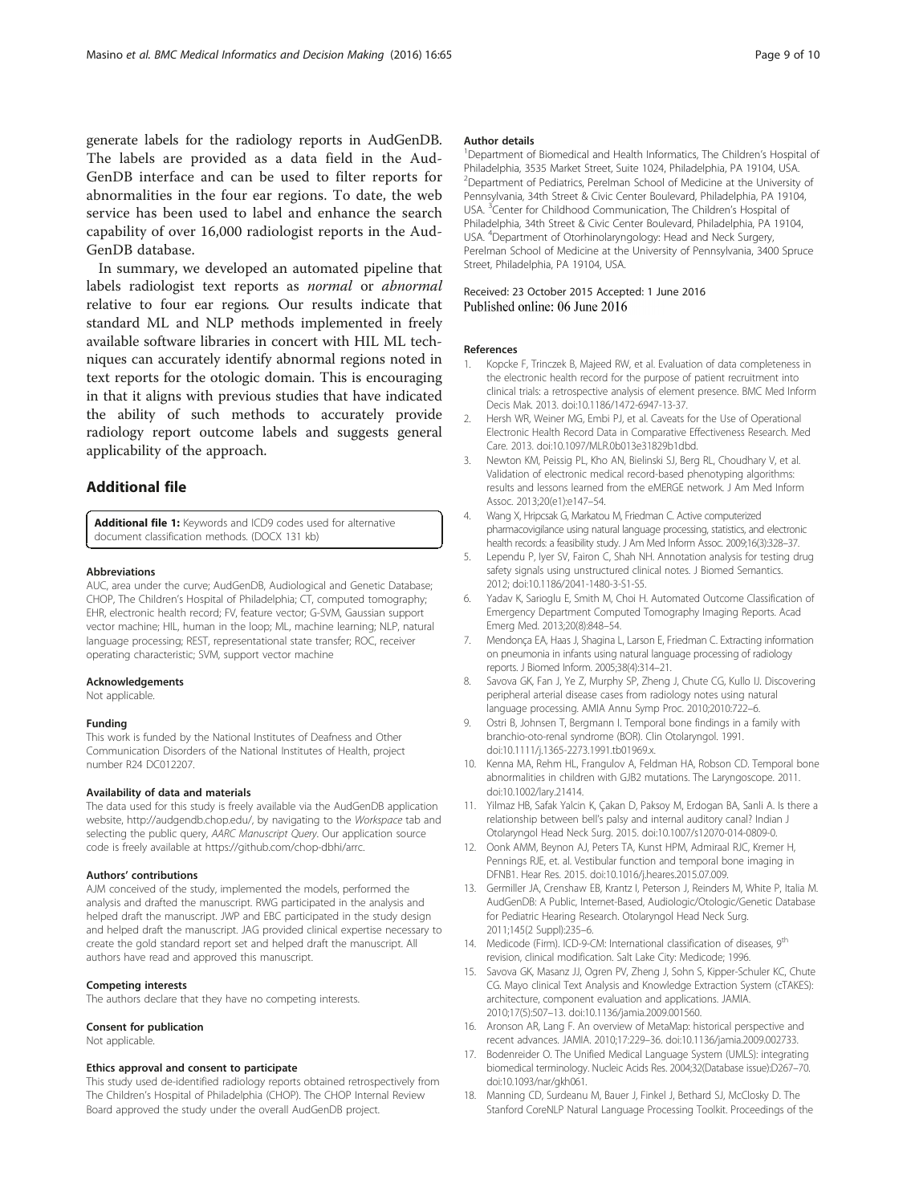generate labels for the radiology reports in AudGenDB. The labels are provided as a data field in the AudGenDB interface and can be used to filter reports for abnormalities in the four ear regions. To date, the web service has been used to label and enhance the search capability of over 16,000 radiologist reports in the AudGenDB database.

In summary, we developed an automated pipeline that labels radiologist text reports as *normal* or *abnormal* relative to four ear regions. Our results indicate that standard ML and NLP methods implemented in freely available software libraries in concert with HIL ML techniques can accurately identify abnormal regions noted in text reports for the otologic domain. This is encouraging in that it aligns with previous studies that have indicated the ability of such methods to accurately provide radiology report outcome labels and suggests general applicability of the approach.

## Additional file

**Additional file 1:** Keywords and ICD9 codes used for alternative document classification methods. (DOCX 131 kb)

#### Abbreviations

AUC, area under the curve; AudGenDB, Audiological and Genetic Database; CHOP, The Children's Hospital of Philadelphia; CT, computed tomography; EHR, electronic health record; FV, feature vector; G-SVM, Gaussian support vector machine; HIL, human in the loop; ML, machine learning; NLP, natural language processing; REST, representational state transfer; ROC, receiver operating characteristic; SVM, support vector machine

#### Acknowledgements

Not applicable.

#### Funding

This work is funded by the National Institutes of Deafness and Other Communication Disorders of the National Institutes of Health, project number R24 DC012207.

#### Availability of data and materials

The data used for this study is freely available via the AudGenDB application website, http://audgendb.chop.edu/, by navigating to the *Workspace* tab and selecting the public query, *AARC Manuscript Query*. Our application source code is freely available at https://github.com/chop-dbhi/arrc.

#### Authors' contributions

AJM conceived of the study, implemented the models, performed the analysis and drafted the manuscript. RWG participated in the analysis and helped draft the manuscript. JWP and EBC participated in the study design and helped draft the manuscript. JAG provided clinical expertise necessary to create the gold standard report set and helped draft the manuscript. All authors have read and approved this manuscript.

#### Competing interests

The authors declare that they have no competing interests.

#### Consent for publication

Not applicable.

#### Ethics approval and consent to participate

This study used de-identified radiology reports obtained retrospectively from The Children's Hospital of Philadelphia (CHOP). The CHOP Internal Review Board approved the study under the overall AudGenDB project.

#### Author details

[1]Department of Biomedical and Health Informatics, The Children's Hospital of Philadelphia, 3535 Market Street, Suite 1024, Philadelphia, PA 19104, USA. [2]Department of Pediatrics, Perelman School of Medicine at the University of Pennsylvania, 34th Street & Civic Center Boulevard, Philadelphia, PA 19104, USA. [3]Center for Childhood Communication, The Children's Hospital of Philadelphia, 34th Street & Civic Center Boulevard, Philadelphia, PA 19104, USA. [4]Department of Otorhinolaryngology: Head and Neck Surgery, Perelman School of Medicine at the University of Pennsylvania, 3400 Spruce Street, Philadelphia, PA 19104, USA.

Received: 23 October 2015 Accepted: 1 June 2016
Published online: 06 June 2016

#### References

1. Kopcke F, Trinczek B, Majeed RW, et al. Evaluation of data completeness in the electronic health record for the purpose of patient recruitment into clinical trials: a retrospective analysis of element presence. BMC Med Inform Decis Mak. 2013. doi:10.1186/1472-6947-13-37.
2. Hersh WR, Weiner MG, Embi PJ, et al. Caveats for the Use of Operational Electronic Health Record Data in Comparative Effectiveness Research. Med Care. 2013. doi:10.1097/MLR.0b013e31829b1dbd.
3. Newton KM, Peissig PL, Kho AN, Bielinski SJ, Berg RL, Choudhary V, et al. Validation of electronic medical record-based phenotyping algorithms: results and lessons learned from the eMERGE network. J Am Med Inform Assoc. 2013;20(e1):e147–54.
4. Wang X, Hripcsak G, Markatou M, Friedman C. Active computerized pharmacovigilance using natural language processing, statistics, and electronic health records: a feasibility study. J Am Med Inform Assoc. 2009;16(3):328–37.
5. Lependu P, Iyer SV, Fairon C, Shah NH. Annotation analysis for testing drug safety signals using unstructured clinical notes. J Biomed Semantics. 2012; doi:10.1186/2041-1480-3-S1-S5.
6. Yadav K, Sarioglu E, Smith M, Choi H. Automated Outcome Classification of Emergency Department Computed Tomography Imaging Reports. Acad Emerg Med. 2013;20(8):848–54.
7. Mendonça EA, Haas J, Shagina L, Larson E, Friedman C. Extracting information on pneumonia in infants using natural language processing of radiology reports. J Biomed Inform. 2005;38(4):314–21.
8. Savova GK, Fan J, Ye Z, Murphy SP, Zheng J, Chute CG, Kullo IJ. Discovering peripheral arterial disease cases from radiology notes using natural language processing. AMIA Annu Symp Proc. 2010;2010:722–6.
9. Ostri B, Johnsen T, Bergmann I. Temporal bone findings in a family with branchio-oto-renal syndrome (BOR). Clin Otolaryngol. 1991. doi:10.1111/j.1365-2273.1991.tb01969.x.
10. Kenna MA, Rehm HL, Frangulov A, Feldman HA, Robson CD. Temporal bone abnormalities in children with GJB2 mutations. The Laryngoscope. 2011. doi:10.1002/lary.21414.
11. Yilmaz HB, Safak Yalcin K, Çakan D, Paksoy M, Erdogan BA, Sanli A. Is there a relationship between bell's palsy and internal auditory canal? Indian J Otolaryngol Head Neck Surg. 2015. doi:10.1007/s12070-014-0809-0.
12. Oonk AMM, Beynon AJ, Peters TA, Kunst HPM, Admiraal RJC, Kremer H, Pennings RJE, et. al. Vestibular function and temporal bone imaging in DFNB1. Hear Res. 2015. doi:10.1016/j.heares.2015.07.009.
13. Germiller JA, Crenshaw EB, Krantz I, Peterson J, Reinders M, White P, Italia M. AudGenDB: A Public, Internet-Based, Audiologic/Otologic/Genetic Database for Pediatric Hearing Research. Otolaryngol Head Neck Surg. 2011;145(2 Suppl):235–6.
14. Medicode (Firm). ICD-9-CM: International classification of diseases, 9th revision, clinical modification. Salt Lake City: Medicode; 1996.
15. Savova GK, Masanz JJ, Ogren PV, Zheng J, Sohn S, Kipper-Schuler KC, Chute CG. Mayo clinical Text Analysis and Knowledge Extraction System (cTAKES): architecture, component evaluation and applications. JAMIA. 2010;17(5):507–13. doi:10.1136/jamia.2009.001560.
16. Aronson AR, Lang F. An overview of MetaMap: historical perspective and recent advances. JAMIA. 2010;17:229–36. doi:10.1136/jamia.2009.002733.
17. Bodenreider O. The Unified Medical Language System (UMLS): integrating biomedical terminology. Nucleic Acids Res. 2004;32(Database issue):D267–70. doi:10.1093/nar/gkh061.
18. Manning CD, Surdeanu M, Bauer J, Finkel J, Bethard SJ, McClosky D. The Stanford CoreNLP Natural Language Processing Toolkit. Proceedings of the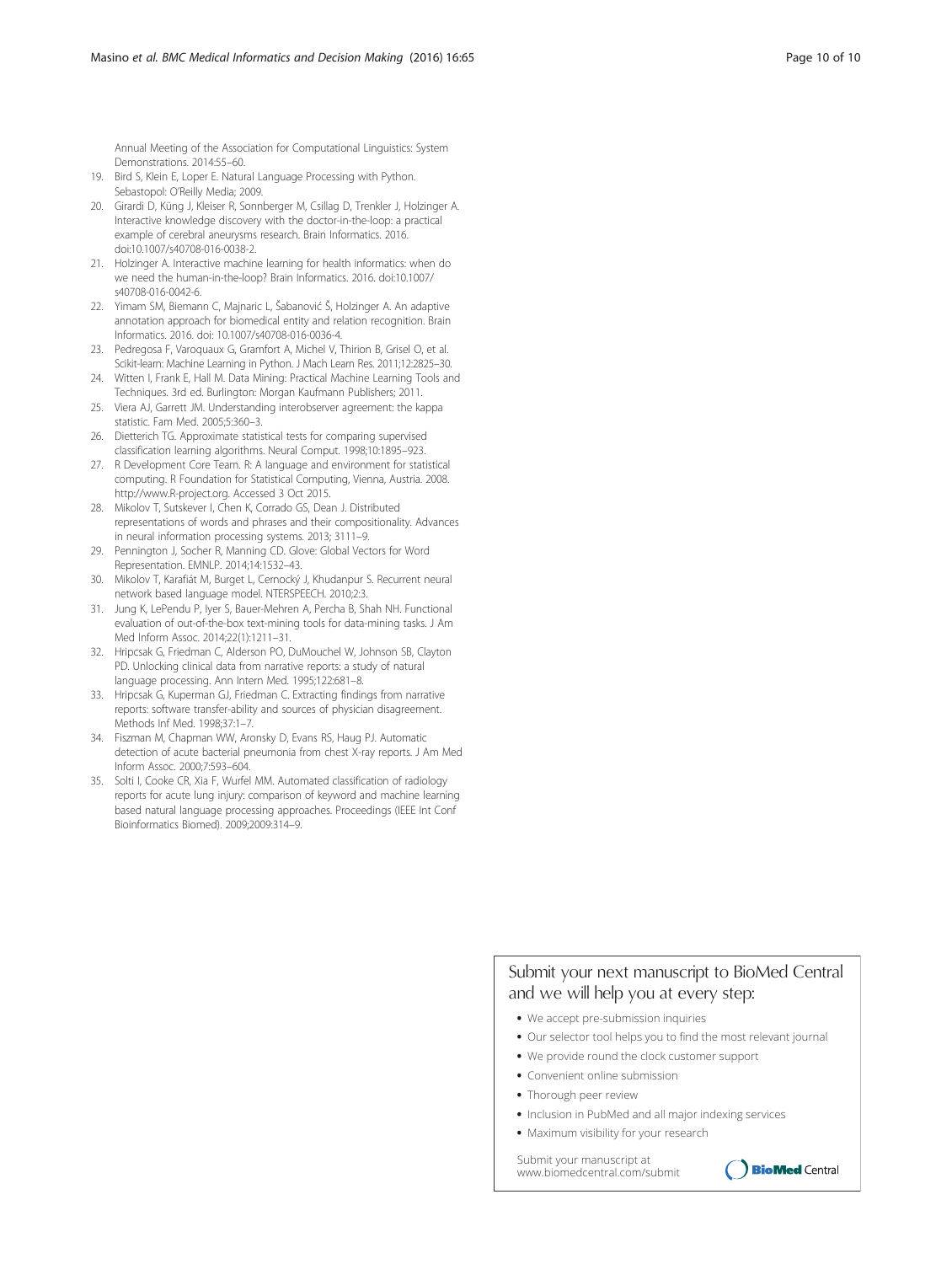Annual Meeting of the Association for Computational Linguistics: System Demonstrations. 2014:55–60.

19. Bird S, Klein E, Loper E. Natural Language Processing with Python. Sebastopol: O'Reilly Media; 2009.
20. Girardi D, Küng J, Kleiser R, Sonnberger M, Csillag D, Trenkler J, Holzinger A. Interactive knowledge discovery with the doctor-in-the-loop: a practical example of cerebral aneurysms research. Brain Informatics. 2016. doi:10.1007/s40708-016-0038-2.
21. Holzinger A. Interactive machine learning for health informatics: when do we need the human-in-the-loop? Brain Informatics. 2016. doi:10.1007/s40708-016-0042-6.
22. Yimam SM, Biemann C, Majnaric L, Šabanović Š, Holzinger A. An adaptive annotation approach for biomedical entity and relation recognition. Brain Informatics. 2016. doi: 10.1007/s40708-016-0036-4.
23. Pedregosa F, Varoquaux G, Gramfort A, Michel V, Thirion B, Grisel O, et al. Scikit-learn: Machine Learning in Python. J Mach Learn Res. 2011;12:2825–30.
24. Witten I, Frank E, Hall M. Data Mining: Practical Machine Learning Tools and Techniques. 3rd ed. Burlington: Morgan Kaufmann Publishers; 2011.
25. Viera AJ, Garrett JM. Understanding interobserver agreement: the kappa statistic. Fam Med. 2005;5:360–3.
26. Dietterich TG. Approximate statistical tests for comparing supervised classification learning algorithms. Neural Comput. 1998;10:1895–923.
27. R Development Core Team. R: A language and environment for statistical computing. R Foundation for Statistical Computing, Vienna, Austria. 2008. http://www.R-project.org. Accessed 3 Oct 2015.
28. Mikolov T, Sutskever I, Chen K, Corrado GS, Dean J. Distributed representations of words and phrases and their compositionality. Advances in neural information processing systems. 2013; 3111–9.
29. Pennington J, Socher R, Manning CD. Glove: Global Vectors for Word Representation. EMNLP. 2014;14:1532–43.
30. Mikolov T, Karafiát M, Burget L, Cernocký J, Khudanpur S. Recurrent neural network based language model. NTERSPEECH. 2010;2:3.
31. Jung K, LePendu P, Iyer S, Bauer-Mehren A, Percha B, Shah NH. Functional evaluation of out-of-the-box text-mining tools for data-mining tasks. J Am Med Inform Assoc. 2014;22(1):1211–31.
32. Hripcsak G, Friedman C, Alderson PO, DuMouchel W, Johnson SB, Clayton PD. Unlocking clinical data from narrative reports: a study of natural language processing. Ann Intern Med. 1995;122:681–8.
33. Hripcsak G, Kuperman GJ, Friedman C. Extracting findings from narrative reports: software transfer-ability and sources of physician disagreement. Methods Inf Med. 1998;37:1–7.
34. Fiszman M, Chapman WW, Aronsky D, Evans RS, Haug PJ. Automatic detection of acute bacterial pneumonia from chest X-ray reports. J Am Med Inform Assoc. 2000;7:593–604.
35. Solti I, Cooke CR, Xia F, Wurfel MM. Automated classification of radiology reports for acute lung injury: comparison of keyword and machine learning based natural language processing approaches. Proceedings (IEEE Int Conf Bioinformatics Biomed). 2009;2009:314–9.

Submit your next manuscript to BioMed Central and we will help you at every step:

- We accept pre-submission inquiries
- Our selector tool helps you to find the most relevant journal
- We provide round the clock customer support
- Convenient online submission
- Thorough peer review
- Inclusion in PubMed and all major indexing services
- Maximum visibility for your research

Submit your manuscript at www.biomedcentral.com/submit

BioMed Central